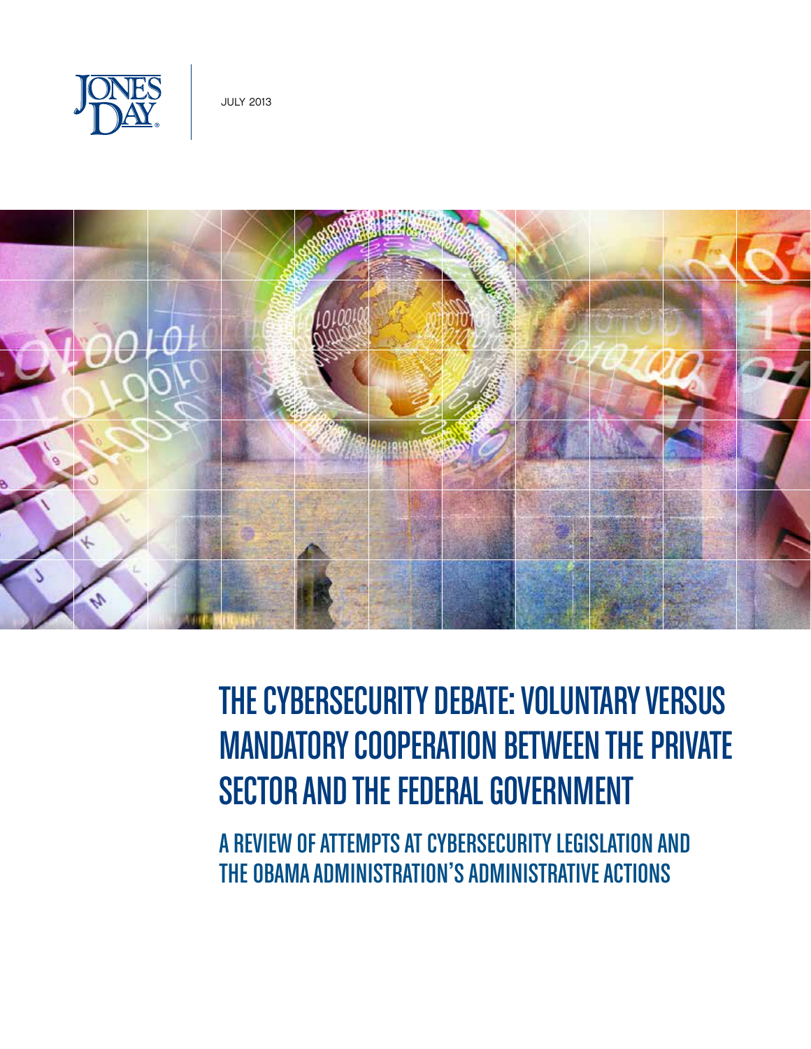JONES DAY

JULY 2013

# THE CYBERSECURITY DEBATE: VOLUNTARY VERSUS MANDATORY COOPERATION BETWEEN THE PRIVATE SECTOR AND THE FEDERAL GOVERNMENT

## A REVIEW OF ATTEMPTS AT CYBERSECURITY LEGISLATION AND THE OBAMA ADMINISTRATION'S ADMINISTRATIVE ACTIONS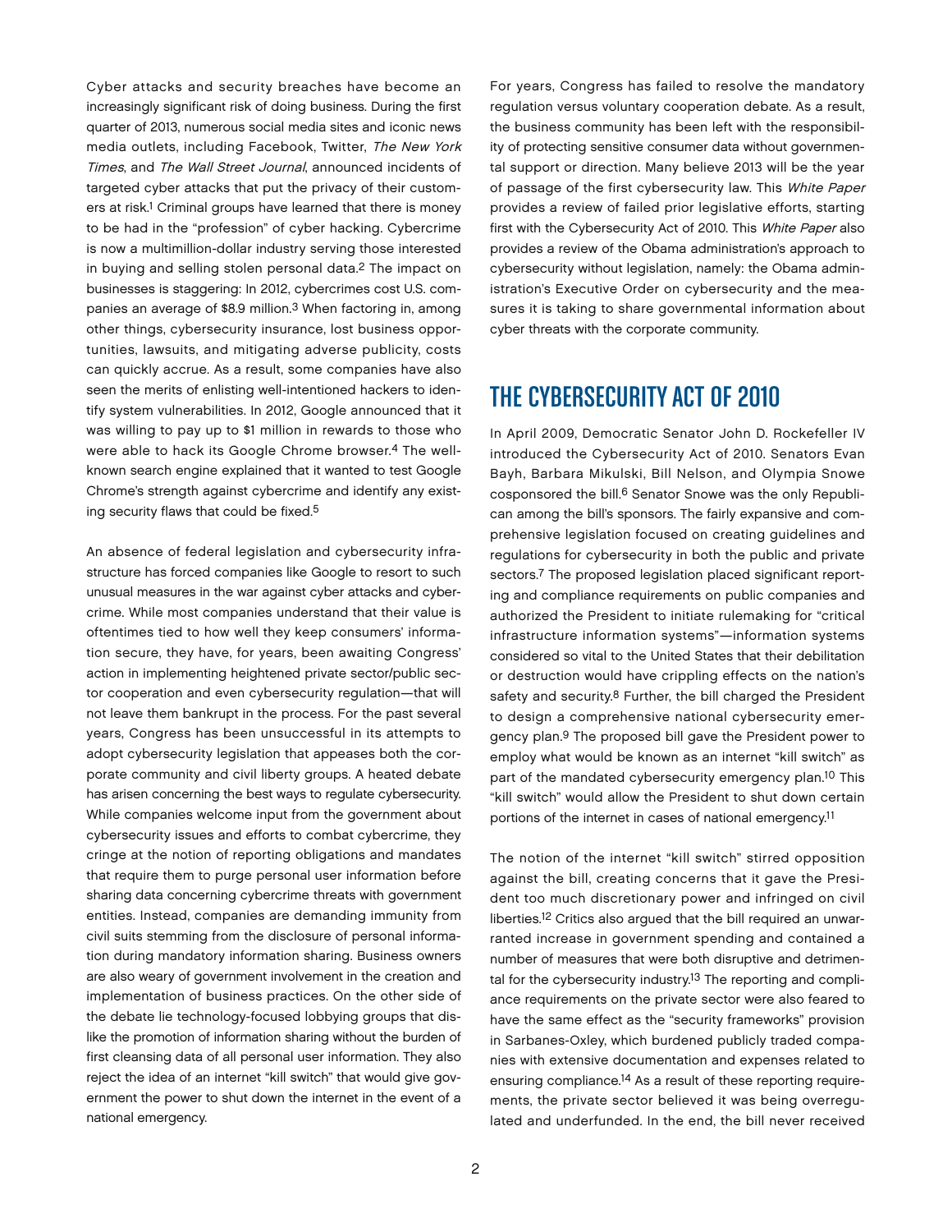Cyber attacks and security breaches have become an increasingly significant risk of doing business. During the first quarter of 2013, numerous social media sites and iconic news media outlets, including Facebook, Twitter, *The New York Times*, and *The Wall Street Journal*, announced incidents of targeted cyber attacks that put the privacy of their customers at risk.[1] Criminal groups have learned that there is money to be had in the "profession" of cyber hacking. Cybercrime is now a multimillion-dollar industry serving those interested in buying and selling stolen personal data.[2] The impact on businesses is staggering: In 2012, cybercrimes cost U.S. companies an average of $8.9 million.[3] When factoring in, among other things, cybersecurity insurance, lost business opportunities, lawsuits, and mitigating adverse publicity, costs can quickly accrue. As a result, some companies have also seen the merits of enlisting well-intentioned hackers to identify system vulnerabilities. In 2012, Google announced that it was willing to pay up to $1 million in rewards to those who were able to hack its Google Chrome browser.[4] The well-known search engine explained that it wanted to test Google Chrome's strength against cybercrime and identify any existing security flaws that could be fixed.[5]

An absence of federal legislation and cybersecurity infrastructure has forced companies like Google to resort to such unusual measures in the war against cyber attacks and cybercrime. While most companies understand that their value is oftentimes tied to how well they keep consumers' information secure, they have, for years, been awaiting Congress' action in implementing heightened private sector/public sector cooperation and even cybersecurity regulation—that will not leave them bankrupt in the process. For the past several years, Congress has been unsuccessful in its attempts to adopt cybersecurity legislation that appeases both the corporate community and civil liberty groups. A heated debate has arisen concerning the best ways to regulate cybersecurity. While companies welcome input from the government about cybersecurity issues and efforts to combat cybercrime, they cringe at the notion of reporting obligations and mandates that require them to purge personal user information before sharing data concerning cybercrime threats with government entities. Instead, companies are demanding immunity from civil suits stemming from the disclosure of personal information during mandatory information sharing. Business owners are also weary of government involvement in the creation and implementation of business practices. On the other side of the debate lie technology-focused lobbying groups that dislike the promotion of information sharing without the burden of first cleansing data of all personal user information. They also reject the idea of an internet "kill switch" that would give government the power to shut down the internet in the event of a national emergency.

For years, Congress has failed to resolve the mandatory regulation versus voluntary cooperation debate. As a result, the business community has been left with the responsibility of protecting sensitive consumer data without governmental support or direction. Many believe 2013 will be the year of passage of the first cybersecurity law. This *White Paper* provides a review of failed prior legislative efforts, starting first with the Cybersecurity Act of 2010. This *White Paper* also provides a review of the Obama administration's approach to cybersecurity without legislation, namely: the Obama administration's Executive Order on cybersecurity and the measures it is taking to share governmental information about cyber threats with the corporate community.

## THE CYBERSECURITY ACT OF 2010

In April 2009, Democratic Senator John D. Rockefeller IV introduced the Cybersecurity Act of 2010. Senators Evan Bayh, Barbara Mikulski, Bill Nelson, and Olympia Snowe cosponsored the bill.[6] Senator Snowe was the only Republican among the bill's sponsors. The fairly expansive and comprehensive legislation focused on creating guidelines and regulations for cybersecurity in both the public and private sectors.[7] The proposed legislation placed significant reporting and compliance requirements on public companies and authorized the President to initiate rulemaking for "critical infrastructure information systems"—information systems considered so vital to the United States that their debilitation or destruction would have crippling effects on the nation's safety and security.[8] Further, the bill charged the President to design a comprehensive national cybersecurity emergency plan.[9] The proposed bill gave the President power to employ what would be known as an internet "kill switch" as part of the mandated cybersecurity emergency plan.[10] This "kill switch" would allow the President to shut down certain portions of the internet in cases of national emergency.[11]

The notion of the internet "kill switch" stirred opposition against the bill, creating concerns that it gave the President too much discretionary power and infringed on civil liberties.[12] Critics also argued that the bill required an unwarranted increase in government spending and contained a number of measures that were both disruptive and detrimental for the cybersecurity industry.[13] The reporting and compliance requirements on the private sector were also feared to have the same effect as the "security frameworks" provision in Sarbanes-Oxley, which burdened publicly traded companies with extensive documentation and expenses related to ensuring compliance.[14] As a result of these reporting requirements, the private sector believed it was being overregulated and underfunded. In the end, the bill never received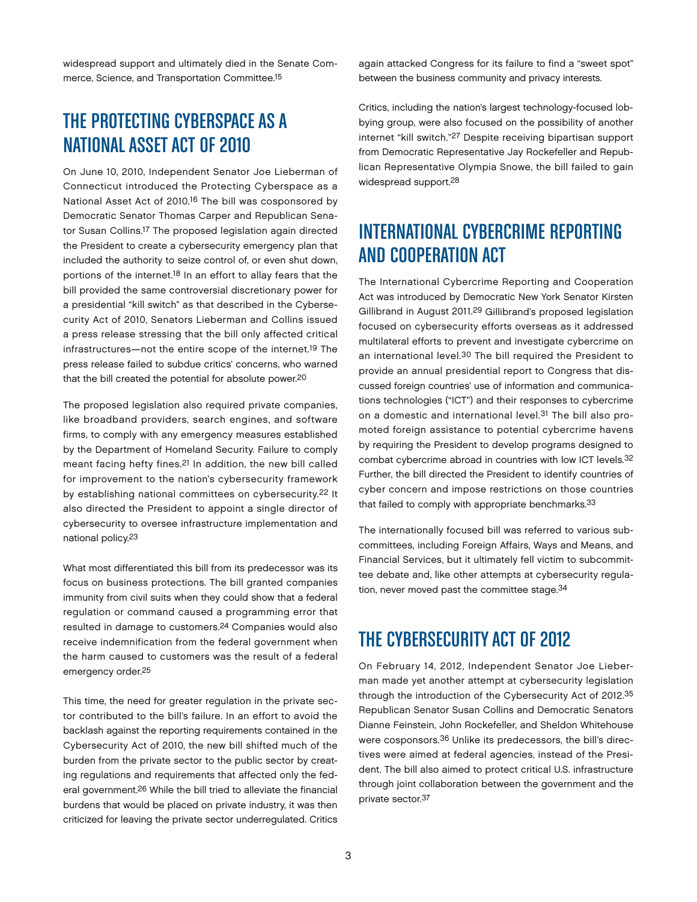widespread support and ultimately died in the Senate Commerce, Science, and Transportation Committee.[15]

## THE PROTECTING CYBERSPACE AS A NATIONAL ASSET ACT OF 2010

On June 10, 2010, Independent Senator Joe Lieberman of Connecticut introduced the Protecting Cyberspace as a National Asset Act of 2010.[16] The bill was cosponsored by Democratic Senator Thomas Carper and Republican Senator Susan Collins.[17] The proposed legislation again directed the President to create a cybersecurity emergency plan that included the authority to seize control of, or even shut down, portions of the internet.[18] In an effort to allay fears that the bill provided the same controversial discretionary power for a presidential "kill switch" as that described in the Cybersecurity Act of 2010, Senators Lieberman and Collins issued a press release stressing that the bill only affected critical infrastructures—not the entire scope of the internet.[19] The press release failed to subdue critics' concerns, who warned that the bill created the potential for absolute power.[20]

The proposed legislation also required private companies, like broadband providers, search engines, and software firms, to comply with any emergency measures established by the Department of Homeland Security. Failure to comply meant facing hefty fines.[21] In addition, the new bill called for improvement to the nation's cybersecurity framework by establishing national committees on cybersecurity.[22] It also directed the President to appoint a single director of cybersecurity to oversee infrastructure implementation and national policy.[23]

What most differentiated this bill from its predecessor was its focus on business protections. The bill granted companies immunity from civil suits when they could show that a federal regulation or command caused a programming error that resulted in damage to customers.[24] Companies would also receive indemnification from the federal government when the harm caused to customers was the result of a federal emergency order.[25]

This time, the need for greater regulation in the private sector contributed to the bill's failure. In an effort to avoid the backlash against the reporting requirements contained in the Cybersecurity Act of 2010, the new bill shifted much of the burden from the private sector to the public sector by creating regulations and requirements that affected only the federal government.[26] While the bill tried to alleviate the financial burdens that would be placed on private industry, it was then criticized for leaving the private sector underregulated. Critics again attacked Congress for its failure to find a "sweet spot" between the business community and privacy interests.

Critics, including the nation's largest technology-focused lobbying group, were also focused on the possibility of another internet "kill switch."[27] Despite receiving bipartisan support from Democratic Representative Jay Rockefeller and Republican Representative Olympia Snowe, the bill failed to gain widespread support.[28]

## INTERNATIONAL CYBERCRIME REPORTING AND COOPERATION ACT

The International Cybercrime Reporting and Cooperation Act was introduced by Democratic New York Senator Kirsten Gillibrand in August 2011.[29] Gillibrand's proposed legislation focused on cybersecurity efforts overseas as it addressed multilateral efforts to prevent and investigate cybercrime on an international level.[30] The bill required the President to provide an annual presidential report to Congress that discussed foreign countries' use of information and communications technologies ("ICT") and their responses to cybercrime on a domestic and international level.[31] The bill also promoted foreign assistance to potential cybercrime havens by requiring the President to develop programs designed to combat cybercrime abroad in countries with low ICT levels.[32] Further, the bill directed the President to identify countries of cyber concern and impose restrictions on those countries that failed to comply with appropriate benchmarks.[33]

The internationally focused bill was referred to various subcommittees, including Foreign Affairs, Ways and Means, and Financial Services, but it ultimately fell victim to subcommittee debate and, like other attempts at cybersecurity regulation, never moved past the committee stage.[34]

## THE CYBERSECURITY ACT OF 2012

On February 14, 2012, Independent Senator Joe Lieberman made yet another attempt at cybersecurity legislation through the introduction of the Cybersecurity Act of 2012.[35] Republican Senator Susan Collins and Democratic Senators Dianne Feinstein, John Rockefeller, and Sheldon Whitehouse were cosponsors.[36] Unlike its predecessors, the bill's directives were aimed at federal agencies, instead of the President. The bill also aimed to protect critical U.S. infrastructure through joint collaboration between the government and the private sector.[37]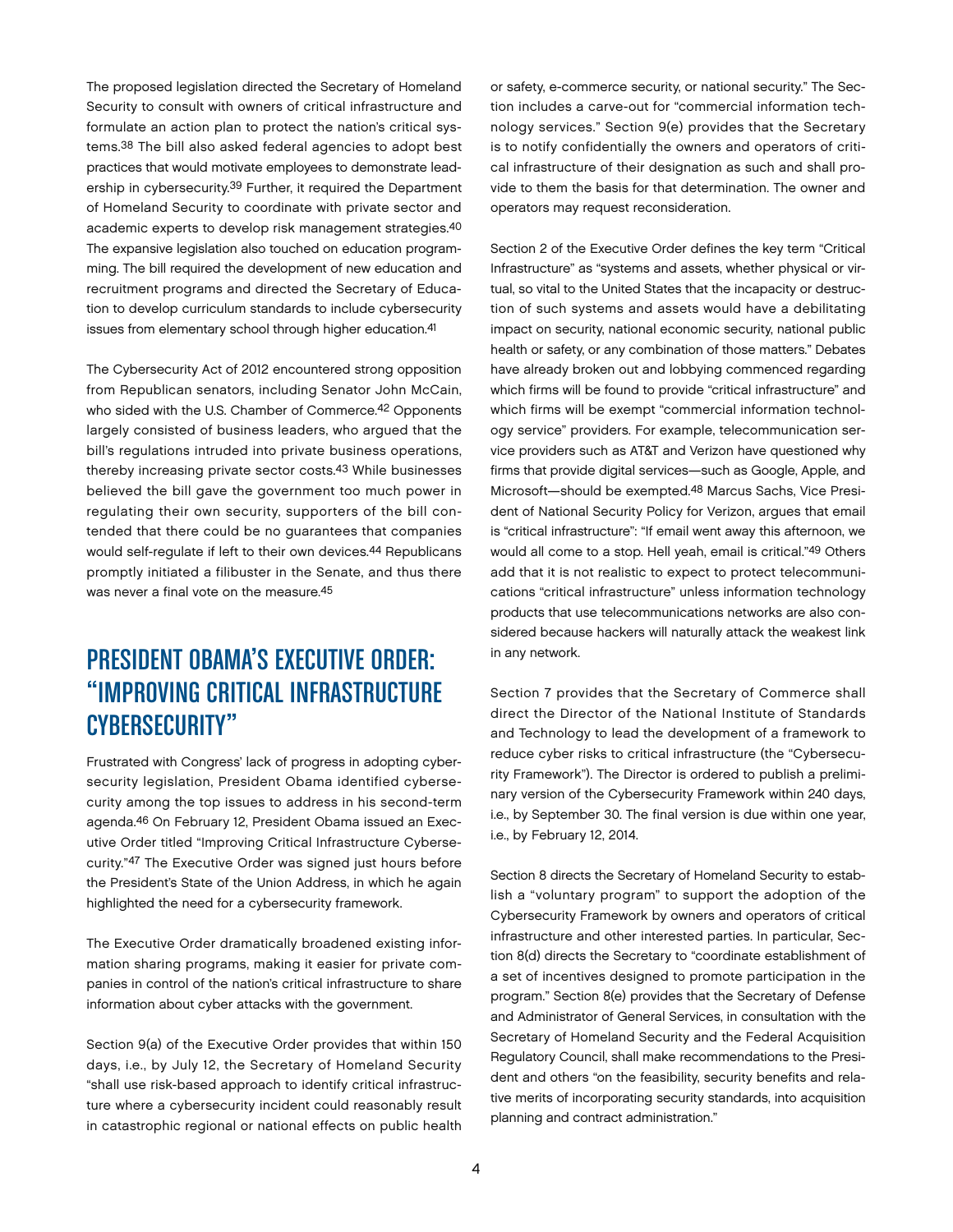The proposed legislation directed the Secretary of Homeland Security to consult with owners of critical infrastructure and formulate an action plan to protect the nation's critical systems.[38] The bill also asked federal agencies to adopt best practices that would motivate employees to demonstrate leadership in cybersecurity.[39] Further, it required the Department of Homeland Security to coordinate with private sector and academic experts to develop risk management strategies.[40] The expansive legislation also touched on education programming. The bill required the development of new education and recruitment programs and directed the Secretary of Education to develop curriculum standards to include cybersecurity issues from elementary school through higher education.[41]

The Cybersecurity Act of 2012 encountered strong opposition from Republican senators, including Senator John McCain, who sided with the U.S. Chamber of Commerce.[42] Opponents largely consisted of business leaders, who argued that the bill's regulations intruded into private business operations, thereby increasing private sector costs.[43] While businesses believed the bill gave the government too much power in regulating their own security, supporters of the bill contended that there could be no guarantees that companies would self-regulate if left to their own devices.[44] Republicans promptly initiated a filibuster in the Senate, and thus there was never a final vote on the measure.[45]

## PRESIDENT OBAMA'S EXECUTIVE ORDER: "IMPROVING CRITICAL INFRASTRUCTURE CYBERSECURITY"

Frustrated with Congress' lack of progress in adopting cybersecurity legislation, President Obama identified cybersecurity among the top issues to address in his second-term agenda.[46] On February 12, President Obama issued an Executive Order titled "Improving Critical Infrastructure Cybersecurity."[47] The Executive Order was signed just hours before the President's State of the Union Address, in which he again highlighted the need for a cybersecurity framework.

The Executive Order dramatically broadened existing information sharing programs, making it easier for private companies in control of the nation's critical infrastructure to share information about cyber attacks with the government.

Section 9(a) of the Executive Order provides that within 150 days, i.e., by July 12, the Secretary of Homeland Security "shall use risk-based approach to identify critical infrastructure where a cybersecurity incident could reasonably result in catastrophic regional or national effects on public health or safety, e-commerce security, or national security." The Section includes a carve-out for "commercial information technology services." Section 9(e) provides that the Secretary is to notify confidentially the owners and operators of critical infrastructure of their designation as such and shall provide to them the basis for that determination. The owner and operators may request reconsideration.

Section 2 of the Executive Order defines the key term "Critical Infrastructure" as "systems and assets, whether physical or virtual, so vital to the United States that the incapacity or destruction of such systems and assets would have a debilitating impact on security, national economic security, national public health or safety, or any combination of those matters." Debates have already broken out and lobbying commenced regarding which firms will be found to provide "critical infrastructure" and which firms will be exempt "commercial information technology service" providers. For example, telecommunication service providers such as AT&T and Verizon have questioned why firms that provide digital services—such as Google, Apple, and Microsoft—should be exempted.[48] Marcus Sachs, Vice President of National Security Policy for Verizon, argues that email is "critical infrastructure": "If email went away this afternoon, we would all come to a stop. Hell yeah, email is critical."[49] Others add that it is not realistic to expect to protect telecommunications "critical infrastructure" unless information technology products that use telecommunications networks are also considered because hackers will naturally attack the weakest link in any network.

Section 7 provides that the Secretary of Commerce shall direct the Director of the National Institute of Standards and Technology to lead the development of a framework to reduce cyber risks to critical infrastructure (the "Cybersecurity Framework"). The Director is ordered to publish a preliminary version of the Cybersecurity Framework within 240 days, i.e., by September 30. The final version is due within one year, i.e., by February 12, 2014.

Section 8 directs the Secretary of Homeland Security to establish a "voluntary program" to support the adoption of the Cybersecurity Framework by owners and operators of critical infrastructure and other interested parties. In particular, Section 8(d) directs the Secretary to "coordinate establishment of a set of incentives designed to promote participation in the program." Section 8(e) provides that the Secretary of Defense and Administrator of General Services, in consultation with the Secretary of Homeland Security and the Federal Acquisition Regulatory Council, shall make recommendations to the President and others "on the feasibility, security benefits and relative merits of incorporating security standards, into acquisition planning and contract administration."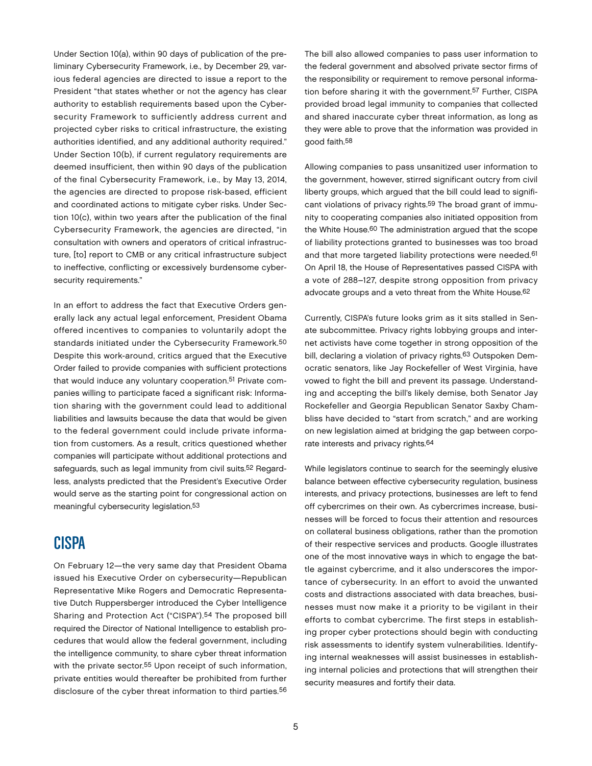Under Section 10(a), within 90 days of publication of the preliminary Cybersecurity Framework, i.e., by December 29, various federal agencies are directed to issue a report to the President "that states whether or not the agency has clear authority to establish requirements based upon the Cybersecurity Framework to sufficiently address current and projected cyber risks to critical infrastructure, the existing authorities identified, and any additional authority required." Under Section 10(b), if current regulatory requirements are deemed insufficient, then within 90 days of the publication of the final Cybersecurity Framework, i.e., by May 13, 2014, the agencies are directed to propose risk-based, efficient and coordinated actions to mitigate cyber risks. Under Section 10(c), within two years after the publication of the final Cybersecurity Framework, the agencies are directed, "in consultation with owners and operators of critical infrastructure, [to] report to CMB or any critical infrastructure subject to ineffective, conflicting or excessively burdensome cybersecurity requirements."

In an effort to address the fact that Executive Orders generally lack any actual legal enforcement, President Obama offered incentives to companies to voluntarily adopt the standards initiated under the Cybersecurity Framework.[50] Despite this work-around, critics argued that the Executive Order failed to provide companies with sufficient protections that would induce any voluntary cooperation.[51] Private companies willing to participate faced a significant risk: Information sharing with the government could lead to additional liabilities and lawsuits because the data that would be given to the federal government could include private information from customers. As a result, critics questioned whether companies will participate without additional protections and safeguards, such as legal immunity from civil suits.[52] Regardless, analysts predicted that the President's Executive Order would serve as the starting point for congressional action on meaningful cybersecurity legislation.[53]

## CISPA

On February 12—the very same day that President Obama issued his Executive Order on cybersecurity—Republican Representative Mike Rogers and Democratic Representative Dutch Ruppersberger introduced the Cyber Intelligence Sharing and Protection Act ("CISPA").[54] The proposed bill required the Director of National Intelligence to establish procedures that would allow the federal government, including the intelligence community, to share cyber threat information with the private sector.[55] Upon receipt of such information, private entities would thereafter be prohibited from further disclosure of the cyber threat information to third parties.[56]

The bill also allowed companies to pass user information to the federal government and absolved private sector firms of the responsibility or requirement to remove personal information before sharing it with the government.[57] Further, CISPA provided broad legal immunity to companies that collected and shared inaccurate cyber threat information, as long as they were able to prove that the information was provided in good faith.[58]

Allowing companies to pass unsanitized user information to the government, however, stirred significant outcry from civil liberty groups, which argued that the bill could lead to significant violations of privacy rights.[59] The broad grant of immunity to cooperating companies also initiated opposition from the White House.[60] The administration argued that the scope of liability protections granted to businesses was too broad and that more targeted liability protections were needed.[61] On April 18, the House of Representatives passed CISPA with a vote of 288–127, despite strong opposition from privacy advocate groups and a veto threat from the White House.[62]

Currently, CISPA's future looks grim as it sits stalled in Senate subcommittee. Privacy rights lobbying groups and internet activists have come together in strong opposition of the bill, declaring a violation of privacy rights.[63] Outspoken Democratic senators, like Jay Rockefeller of West Virginia, have vowed to fight the bill and prevent its passage. Understanding and accepting the bill's likely demise, both Senator Jay Rockefeller and Georgia Republican Senator Saxby Chambliss have decided to "start from scratch," and are working on new legislation aimed at bridging the gap between corporate interests and privacy rights.[64]

While legislators continue to search for the seemingly elusive balance between effective cybersecurity regulation, business interests, and privacy protections, businesses are left to fend off cybercrimes on their own. As cybercrimes increase, businesses will be forced to focus their attention and resources on collateral business obligations, rather than the promotion of their respective services and products. Google illustrates one of the most innovative ways in which to engage the battle against cybercrime, and it also underscores the importance of cybersecurity. In an effort to avoid the unwanted costs and distractions associated with data breaches, businesses must now make it a priority to be vigilant in their efforts to combat cybercrime. The first steps in establishing proper cyber protections should begin with conducting risk assessments to identify system vulnerabilities. Identifying internal weaknesses will assist businesses in establishing internal policies and protections that will strengthen their security measures and fortify their data.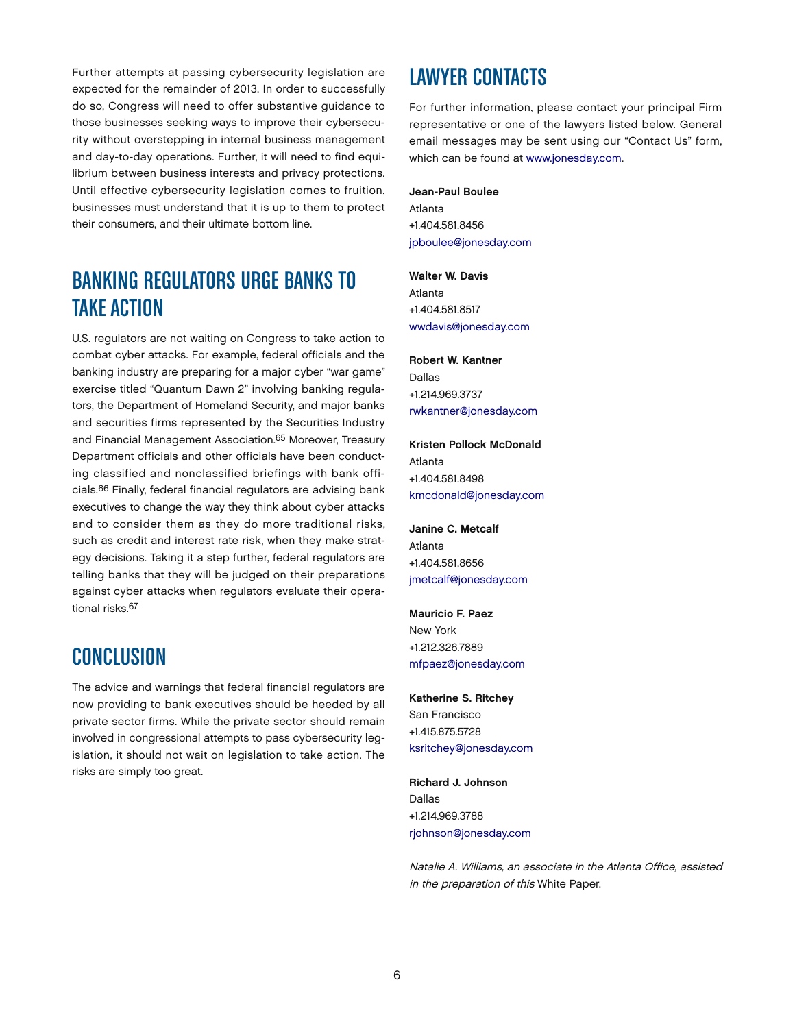Further attempts at passing cybersecurity legislation are expected for the remainder of 2013. In order to successfully do so, Congress will need to offer substantive guidance to those businesses seeking ways to improve their cybersecurity without overstepping in internal business management and day-to-day operations. Further, it will need to find equilibrium between business interests and privacy protections. Until effective cybersecurity legislation comes to fruition, businesses must understand that it is up to them to protect their consumers, and their ultimate bottom line.

## BANKING REGULATORS URGE BANKS TO TAKE ACTION

U.S. regulators are not waiting on Congress to take action to combat cyber attacks. For example, federal officials and the banking industry are preparing for a major cyber "war game" exercise titled "Quantum Dawn 2" involving banking regulators, the Department of Homeland Security, and major banks and securities firms represented by the Securities Industry and Financial Management Association.[65] Moreover, Treasury Department officials and other officials have been conducting classified and nonclassified briefings with bank officials.[66] Finally, federal financial regulators are advising bank executives to change the way they think about cyber attacks and to consider them as they do more traditional risks, such as credit and interest rate risk, when they make strategy decisions. Taking it a step further, federal regulators are telling banks that they will be judged on their preparations against cyber attacks when regulators evaluate their operational risks.[67]

## CONCLUSION

The advice and warnings that federal financial regulators are now providing to bank executives should be heeded by all private sector firms. While the private sector should remain involved in congressional attempts to pass cybersecurity legislation, it should not wait on legislation to take action. The risks are simply too great.

## LAWYER CONTACTS

For further information, please contact your principal Firm representative or one of the lawyers listed below. General email messages may be sent using our "Contact Us" form, which can be found at www.jonesday.com.

**Jean-Paul Boulee**
Atlanta
+1.404.581.8456
jpboulee@jonesday.com

**Walter W. Davis**
Atlanta
+1.404.581.8517
wwdavis@jonesday.com

**Robert W. Kantner**
Dallas
+1.214.969.3737
rwkantner@jonesday.com

**Kristen Pollock McDonald**
Atlanta
+1.404.581.8498
kmcdonald@jonesday.com

**Janine C. Metcalf**
Atlanta
+1.404.581.8656
jmetcalf@jonesday.com

**Mauricio F. Paez**
New York
+1.212.326.7889
mfpaez@jonesday.com

**Katherine S. Ritchey**
San Francisco
+1.415.875.5728
ksritchey@jonesday.com

**Richard J. Johnson**
Dallas
+1.214.969.3788
rjohnson@jonesday.com

*Natalie A. Williams, an associate in the Atlanta Office, assisted in the preparation of this* White Paper.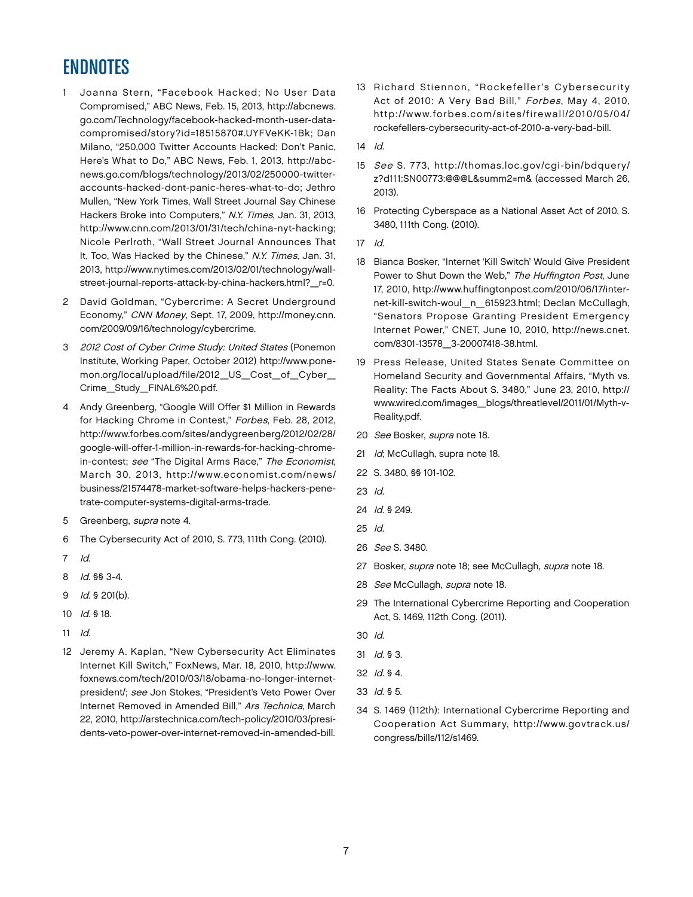# ENDNOTES

1. Joanna Stern, "Facebook Hacked; No User Data Compromised," ABC News, Feb. 15, 2013, http://abcnews.go.com/Technology/facebook-hacked-month-user-data-compromised/story?id=18515870#.UYFVeKK-1Bk; Dan Milano, "250,000 Twitter Accounts Hacked: Don't Panic, Here's What to Do," ABC News, Feb. 1, 2013, http://abcnews.go.com/blogs/technology/2013/02/250000-twitter-accounts-hacked-dont-panic-heres-what-to-do; Jethro Mullen, "New York Times, Wall Street Journal Say Chinese Hackers Broke into Computers," *N.Y. Times*, Jan. 31, 2013, http://www.cnn.com/2013/01/31/tech/china-nyt-hacking; Nicole Perlroth, "Wall Street Journal Announces That It, Too, Was Hacked by the Chinese," *N.Y. Times*, Jan. 31, 2013, http://www.nytimes.com/2013/02/01/technology/wall-street-journal-reports-attack-by-china-hackers.html?_r=0.
2. David Goldman, "Cybercrime: A Secret Underground Economy," *CNN Money*, Sept. 17, 2009, http://money.cnn.com/2009/09/16/technology/cybercrime.
3. *2012 Cost of Cyber Crime Study: United States* (Ponemon Institute, Working Paper, October 2012) http://www.ponemon.org/local/upload/file/2012_US_Cost_of_Cyber_Crime_Study_FINAL6%20.pdf.
4. Andy Greenberg, "Google Will Offer $1 Million in Rewards for Hacking Chrome in Contest," *Forbes*, Feb. 28, 2012, http://www.forbes.com/sites/andygreenberg/2012/02/28/google-will-offer-1-million-in-rewards-for-hacking-chrome-in-contest; *see* "The Digital Arms Race," *The Economist*, March 30, 2013, http://www.economist.com/news/business/21574478-market-software-helps-hackers-penetrate-computer-systems-digital-arms-trade.
5. Greenberg, *supra* note 4.
6. The Cybersecurity Act of 2010, S. 773, 111th Cong. (2010).
7. *Id.*
8. *Id.* §§ 3-4.
9. *Id.* § 201(b).
10. *Id.* § 18.
11. *Id.*
12. Jeremy A. Kaplan, "New Cybersecurity Act Eliminates Internet Kill Switch," FoxNews, Mar. 18, 2010, http://www.foxnews.com/tech/2010/03/18/obama-no-longer-internet-president/; *see* Jon Stokes, "President's Veto Power Over Internet Removed in Amended Bill," *Ars Technica*, March 22, 2010, http://arstechnica.com/tech-policy/2010/03/presidents-veto-power-over-internet-removed-in-amended-bill.
13. Richard Stiennon, "Rockefeller's Cybersecurity Act of 2010: A Very Bad Bill," *Forbes*, May 4, 2010, http://www.forbes.com/sites/firewall/2010/05/04/rockefellers-cybersecurity-act-of-2010-a-very-bad-bill.
14. *Id.*
15. *See* S. 773, http://thomas.loc.gov/cgi-bin/bdquery/z?d111:SN00773:@@@L&summ2=m& (accessed March 26, 2013).
16. Protecting Cyberspace as a National Asset Act of 2010, S. 3480, 111th Cong. (2010).
17. *Id.*
18. Bianca Bosker, "Internet 'Kill Switch' Would Give President Power to Shut Down the Web," *The Huffington Post*, June 17, 2010, http://www.huffingtonpost.com/2010/06/17/internet-kill-switch-woul_n_615923.html; Declan McCullagh, "Senators Propose Granting President Emergency Internet Power," CNET, June 10, 2010, http://news.cnet.com/8301-13578_3-20007418-38.html.
19. Press Release, United States Senate Committee on Homeland Security and Governmental Affairs, "Myth vs. Reality: The Facts About S. 3480," June 23, 2010, http://www.wired.com/images_blogs/threatlevel/2011/01/Myth-v-Reality.pdf.
20. *See* Bosker, *supra* note 18.
21. *Id*; McCullagh, supra note 18.
22. S. 3480, §§ 101-102.
23. *Id.*
24. *Id.* § 249.
25. *Id.*
26. *See* S. 3480.
27. Bosker, *supra* note 18; see McCullagh, *supra* note 18.
28. *See* McCullagh, *supra* note 18.
29. The International Cybercrime Reporting and Cooperation Act, S. 1469, 112th Cong. (2011).
30. *Id.*
31. *Id.* § 3.
32. *Id.* § 4.
33. *Id.* § 5.
34. S. 1469 (112th): International Cybercrime Reporting and Cooperation Act Summary, http://www.govtrack.us/congress/bills/112/s1469.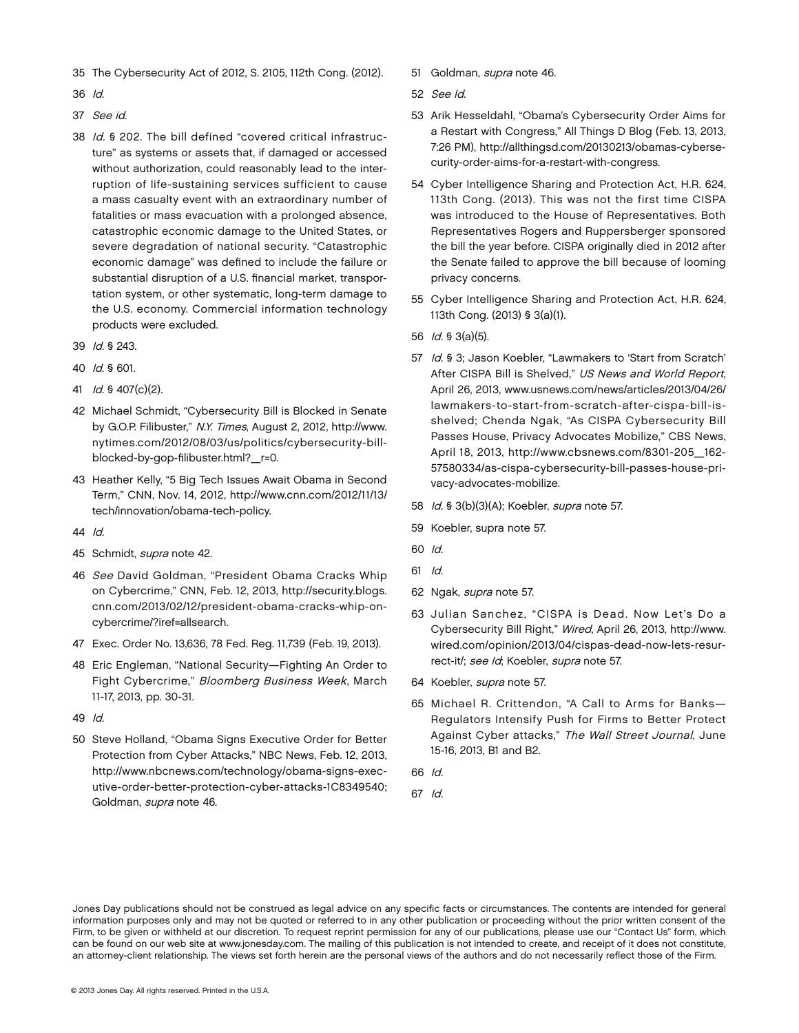35 The Cybersecurity Act of 2012, S. 2105, 112th Cong. (2012).

36 *Id.*

37 *See id.*

38 *Id.* § 202. The bill defined "covered critical infrastructure" as systems or assets that, if damaged or accessed without authorization, could reasonably lead to the interruption of life-sustaining services sufficient to cause a mass casualty event with an extraordinary number of fatalities or mass evacuation with a prolonged absence, catastrophic economic damage to the United States, or severe degradation of national security. "Catastrophic economic damage" was defined to include the failure or substantial disruption of a U.S. financial market, transportation system, or other systematic, long-term damage to the U.S. economy. Commercial information technology products were excluded.

39 *Id.* § 243.

40 *Id.* § 601.

41 *Id.* § 407(c)(2).

42 Michael Schmidt, "Cybersecurity Bill is Blocked in Senate by G.O.P. Filibuster," *N.Y. Times*, August 2, 2012, http://www.nytimes.com/2012/08/03/us/politics/cybersecurity-bill-blocked-by-gop-filibuster.html?_r=0.

43 Heather Kelly, "5 Big Tech Issues Await Obama in Second Term," CNN, Nov. 14, 2012, http://www.cnn.com/2012/11/13/tech/innovation/obama-tech-policy.

44 *Id.*

45 Schmidt, *supra* note 42.

46 *See* David Goldman, "President Obama Cracks Whip on Cybercrime," CNN, Feb. 12, 2013, http://security.blogs.cnn.com/2013/02/12/president-obama-cracks-whip-on-cybercrime/?iref=allsearch.

47 Exec. Order No. 13,636, 78 Fed. Reg. 11,739 (Feb. 19, 2013).

48 Eric Engleman, "National Security—Fighting An Order to Fight Cybercrime," *Bloomberg Business Week*, March 11-17, 2013, pp. 30-31.

49 *Id.*

50 Steve Holland, "Obama Signs Executive Order for Better Protection from Cyber Attacks," NBC News, Feb. 12, 2013, http://www.nbcnews.com/technology/obama-signs-executive-order-better-protection-cyber-attacks-1C8349540; Goldman, *supra* note 46.

51 Goldman, *supra* note 46.

52 *See Id.*

53 Arik Hesseldahl, "Obama's Cybersecurity Order Aims for a Restart with Congress," All Things D Blog (Feb. 13, 2013, 7:26 PM), http://allthingsd.com/20130213/obamas-cybersecurity-order-aims-for-a-restart-with-congress.

54 Cyber Intelligence Sharing and Protection Act, H.R. 624, 113th Cong. (2013). This was not the first time CISPA was introduced to the House of Representatives. Both Representatives Rogers and Ruppersberger sponsored the bill the year before. CISPA originally died in 2012 after the Senate failed to approve the bill because of looming privacy concerns.

55 Cyber Intelligence Sharing and Protection Act, H.R. 624, 113th Cong. (2013) § 3(a)(1).

56 *Id.* § 3(a)(5).

57 *Id.* § 3; Jason Koebler, "Lawmakers to 'Start from Scratch' After CISPA Bill is Shelved," *US News and World Report*, April 26, 2013, www.usnews.com/news/articles/2013/04/26/lawmakers-to-start-from-scratch-after-cispa-bill-is-shelved; Chenda Ngak, "As CISPA Cybersecurity Bill Passes House, Privacy Advocates Mobilize," CBS News, April 18, 2013, http://www.cbsnews.com/8301-205_162-57580334/as-cispa-cybersecurity-bill-passes-house-privacy-advocates-mobilize.

58 *Id.* § 3(b)(3)(A); Koebler, *supra* note 57.

59 Koebler, supra note 57.

60 *Id.*

61 *Id.*

62 Ngak, *supra* note 57.

63 Julian Sanchez, "CISPA is Dead. Now Let's Do a Cybersecurity Bill Right," *Wired*, April 26, 2013, http://www.wired.com/opinion/2013/04/cispas-dead-now-lets-resurrect-it/; *see Id*; Koebler, *supra* note 57.

64 Koebler, *supra* note 57.

65 Michael R. Crittendon, "A Call to Arms for Banks—Regulators Intensify Push for Firms to Better Protect Against Cyber attacks," *The Wall Street Journal*, June 15-16, 2013, B1 and B2.

66 *Id.*

67 *Id.*

Jones Day publications should not be construed as legal advice on any specific facts or circumstances. The contents are intended for general information purposes only and may not be quoted or referred to in any other publication or proceeding without the prior written consent of the Firm, to be given or withheld at our discretion. To request reprint permission for any of our publications, please use our "Contact Us" form, which can be found on our web site at www.jonesday.com. The mailing of this publication is not intended to create, and receipt of it does not constitute, an attorney-client relationship. The views set forth herein are the personal views of the authors and do not necessarily reflect those of the Firm.

© 2013 Jones Day. All rights reserved. Printed in the U.S.A.